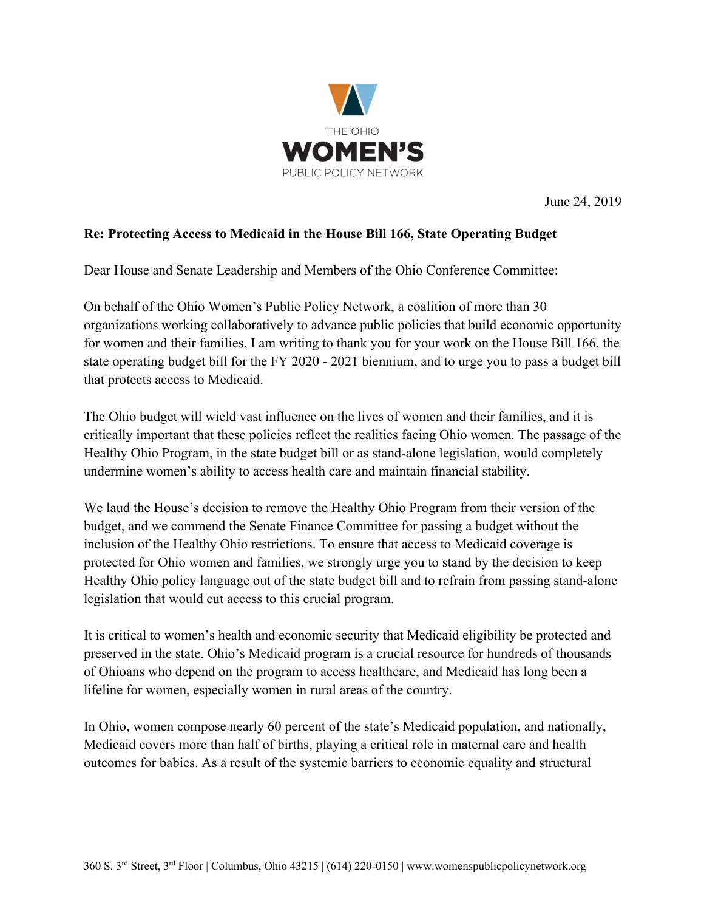THE OHIO

**WOMEN'S**

PUBLIC POLICY NETWORK

June 24, 2019

**Re: Protecting Access to Medicaid in the House Bill 166, State Operating Budget**

Dear House and Senate Leadership and Members of the Ohio Conference Committee:

On behalf of the Ohio Women's Public Policy Network, a coalition of more than 30 organizations working collaboratively to advance public policies that build economic opportunity for women and their families, I am writing to thank you for your work on the House Bill 166, the state operating budget bill for the FY 2020 - 2021 biennium, and to urge you to pass a budget bill that protects access to Medicaid.

The Ohio budget will wield vast influence on the lives of women and their families, and it is critically important that these policies reflect the realities facing Ohio women. The passage of the Healthy Ohio Program, in the state budget bill or as stand-alone legislation, would completely undermine women's ability to access health care and maintain financial stability.

We laud the House's decision to remove the Healthy Ohio Program from their version of the budget, and we commend the Senate Finance Committee for passing a budget without the inclusion of the Healthy Ohio restrictions. To ensure that access to Medicaid coverage is protected for Ohio women and families, we strongly urge you to stand by the decision to keep Healthy Ohio policy language out of the state budget bill and to refrain from passing stand-alone legislation that would cut access to this crucial program.

It is critical to women's health and economic security that Medicaid eligibility be protected and preserved in the state. Ohio's Medicaid program is a crucial resource for hundreds of thousands of Ohioans who depend on the program to access healthcare, and Medicaid has long been a lifeline for women, especially women in rural areas of the country.

In Ohio, women compose nearly 60 percent of the state's Medicaid population, and nationally, Medicaid covers more than half of births, playing a critical role in maternal care and health outcomes for babies. As a result of the systemic barriers to economic equality and structural

360 S. 3rd Street, 3rd Floor | Columbus, Ohio 43215 | (614) 220-0150 | www.womenspublicpolicynetwork.org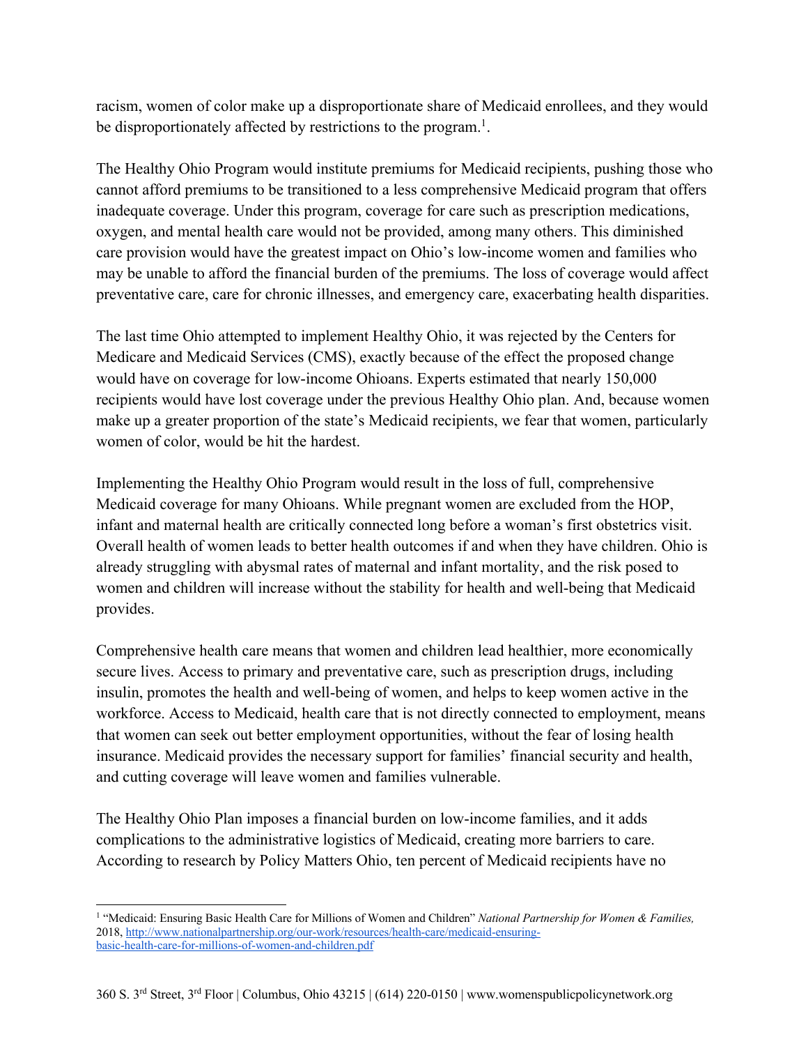racism, women of color make up a disproportionate share of Medicaid enrollees, and they would be disproportionately affected by restrictions to the program.[1].

The Healthy Ohio Program would institute premiums for Medicaid recipients, pushing those who cannot afford premiums to be transitioned to a less comprehensive Medicaid program that offers inadequate coverage. Under this program, coverage for care such as prescription medications, oxygen, and mental health care would not be provided, among many others. This diminished care provision would have the greatest impact on Ohio's low-income women and families who may be unable to afford the financial burden of the premiums. The loss of coverage would affect preventative care, care for chronic illnesses, and emergency care, exacerbating health disparities.

The last time Ohio attempted to implement Healthy Ohio, it was rejected by the Centers for Medicare and Medicaid Services (CMS), exactly because of the effect the proposed change would have on coverage for low-income Ohioans. Experts estimated that nearly 150,000 recipients would have lost coverage under the previous Healthy Ohio plan. And, because women make up a greater proportion of the state's Medicaid recipients, we fear that women, particularly women of color, would be hit the hardest.

Implementing the Healthy Ohio Program would result in the loss of full, comprehensive Medicaid coverage for many Ohioans. While pregnant women are excluded from the HOP, infant and maternal health are critically connected long before a woman's first obstetrics visit. Overall health of women leads to better health outcomes if and when they have children. Ohio is already struggling with abysmal rates of maternal and infant mortality, and the risk posed to women and children will increase without the stability for health and well-being that Medicaid provides.

Comprehensive health care means that women and children lead healthier, more economically secure lives. Access to primary and preventative care, such as prescription drugs, including insulin, promotes the health and well-being of women, and helps to keep women active in the workforce. Access to Medicaid, health care that is not directly connected to employment, means that women can seek out better employment opportunities, without the fear of losing health insurance. Medicaid provides the necessary support for families' financial security and health, and cutting coverage will leave women and families vulnerable.

The Healthy Ohio Plan imposes a financial burden on low-income families, and it adds complications to the administrative logistics of Medicaid, creating more barriers to care. According to research by Policy Matters Ohio, ten percent of Medicaid recipients have no

---

[1] "Medicaid: Ensuring Basic Health Care for Millions of Women and Children" *National Partnership for Women & Families,* 2018, http://www.nationalpartnership.org/our-work/resources/health-care/medicaid-ensuring-basic-health-care-for-millions-of-women-and-children.pdf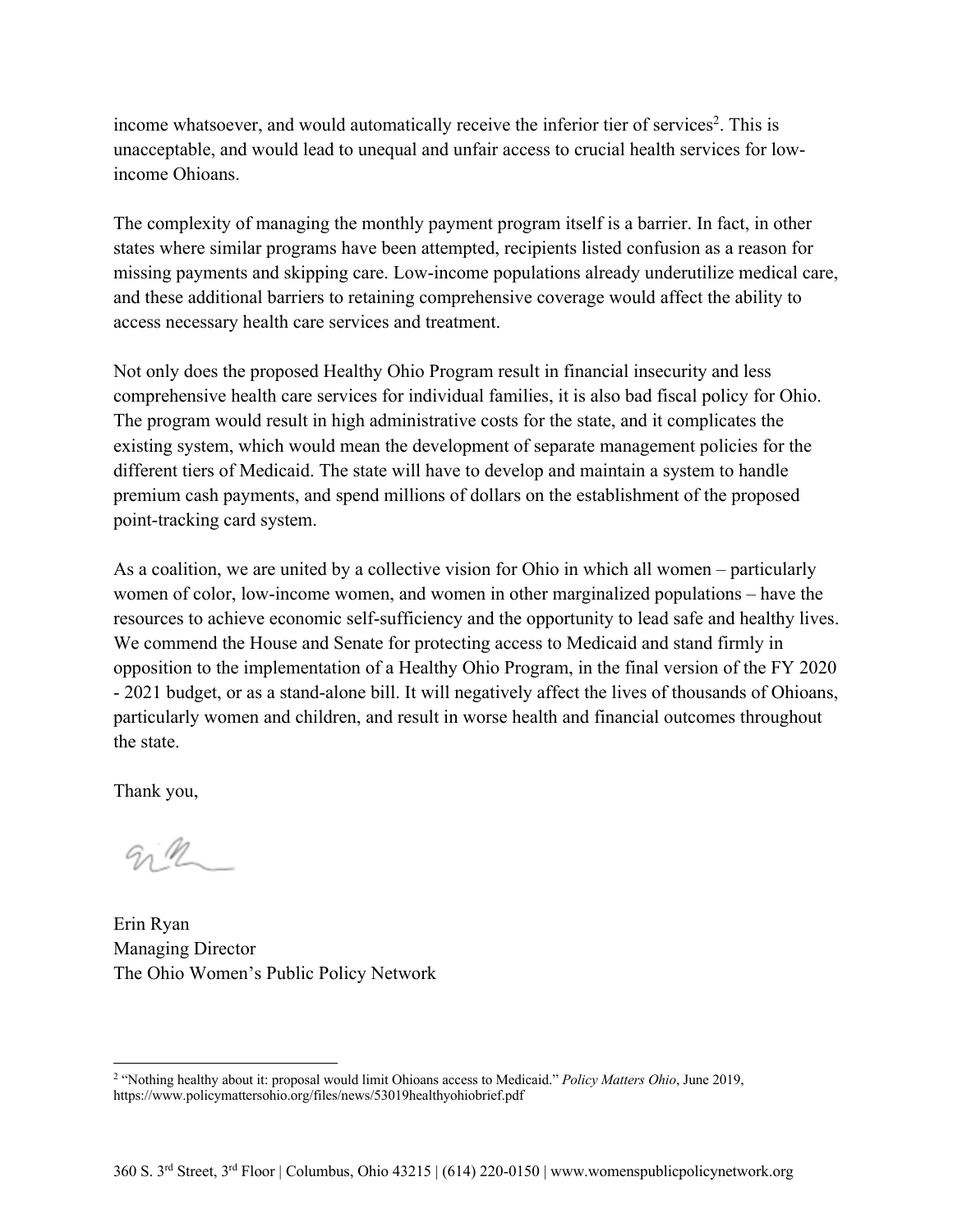income whatsoever, and would automatically receive the inferior tier of services[2]. This is unacceptable, and would lead to unequal and unfair access to crucial health services for low-income Ohioans.

The complexity of managing the monthly payment program itself is a barrier. In fact, in other states where similar programs have been attempted, recipients listed confusion as a reason for missing payments and skipping care. Low-income populations already underutilize medical care, and these additional barriers to retaining comprehensive coverage would affect the ability to access necessary health care services and treatment.

Not only does the proposed Healthy Ohio Program result in financial insecurity and less comprehensive health care services for individual families, it is also bad fiscal policy for Ohio. The program would result in high administrative costs for the state, and it complicates the existing system, which would mean the development of separate management policies for the different tiers of Medicaid. The state will have to develop and maintain a system to handle premium cash payments, and spend millions of dollars on the establishment of the proposed point-tracking card system.

As a coalition, we are united by a collective vision for Ohio in which all women – particularly women of color, low-income women, and women in other marginalized populations – have the resources to achieve economic self-sufficiency and the opportunity to lead safe and healthy lives. We commend the House and Senate for protecting access to Medicaid and stand firmly in opposition to the implementation of a Healthy Ohio Program, in the final version of the FY 2020 - 2021 budget, or as a stand-alone bill. It will negatively affect the lives of thousands of Ohioans, particularly women and children, and result in worse health and financial outcomes throughout the state.

Thank you,

Erin Ryan
Managing Director
The Ohio Women's Public Policy Network

[2] "Nothing healthy about it: proposal would limit Ohioans access to Medicaid." *Policy Matters Ohio*, June 2019, https://www.policymattersohio.org/files/news/53019healthyohiobrief.pdf

360 S. 3rd Street, 3rd Floor | Columbus, Ohio 43215 | (614) 220-0150 | www.womenspublicpolicynetwork.org